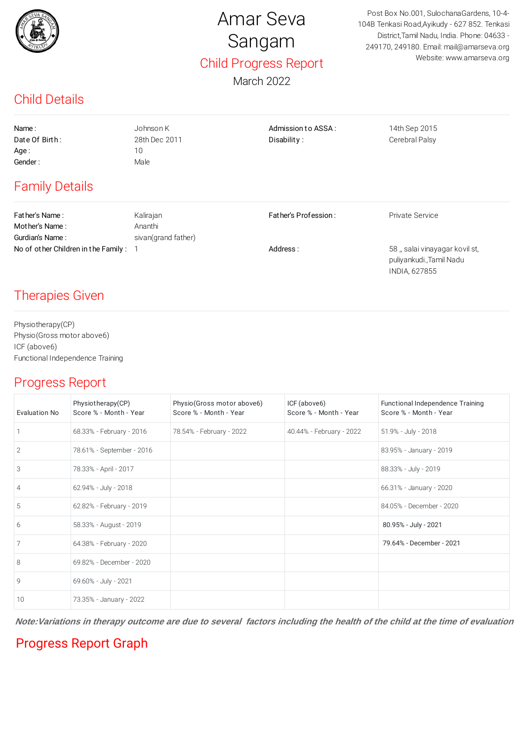# Amar Seva Sangam

Post Box No.001, SulochanaGardens, 10-4-104B Tenkasi Road,Ayikudy - 627 852. Tenkasi District,Tamil Nadu, India. Phone: 04633 - 249170, 249180. Email: mail@amarseva.org Website: www.amarseva.org

## Child Progress Report

March 2022

## Child Details

| | | | |
|---|---|---|---|
| Name : | Johnson K | Admission to ASSA : | 14th Sep 2015 |
| Date Of Birth : | 28th Dec 2011 | Disability : | Cerebral Palsy |
| Age : | 10 | | |
| Gender : | Male | | |

## Family Details

| | | | |
|---|---|---|---|
| Father's Name : | Kalirajan | Father's Profession : | Private Service |
| Mother's Name : | Ananthi | | |
| Gurdian's Name : | sivan(grand father) | | |
| No of other Children in the Family : | 1 | Address : | 58 ,, salai vinayagar kovil st, puliyankudi.,Tamil Nadu INDIA, 627855 |

## Therapies Given

Physiotherapy(CP)
Physio(Gross motor above6)
ICF (above6)
Functional Independence Training

## Progress Report

| Evaluation No | Physiotherapy(CP) Score % - Month - Year | Physio(Gross motor above6) Score % - Month - Year | ICF (above6) Score % - Month - Year | Functional Independence Training Score % - Month - Year |
|---|---|---|---|---|
| 1 | 68.33% - February - 2016 | 78.54% - February - 2022 | 40.44% - February - 2022 | 51.9% - July - 2018 |
| 2 | 78.61% - September - 2016 | | | 83.95% - January - 2019 |
| 3 | 78.33% - April - 2017 | | | 88.33% - July - 2019 |
| 4 | 62.94% - July - 2018 | | | 66.31% - January - 2020 |
| 5 | 62.82% - February - 2019 | | | 84.05% - December - 2020 |
| 6 | 58.33% - August - 2019 | | | 80.95% - July - 2021 |
| 7 | 64.38% - February - 2020 | | | 79.64% - December - 2021 |
| 8 | 69.82% - December - 2020 | | | |
| 9 | 69.60% - July - 2021 | | | |
| 10 | 73.35% - January - 2022 | | | |

***Note:Variations in therapy outcome are due to several factors including the health of the child at the time of evaluation***

## Progress Report Graph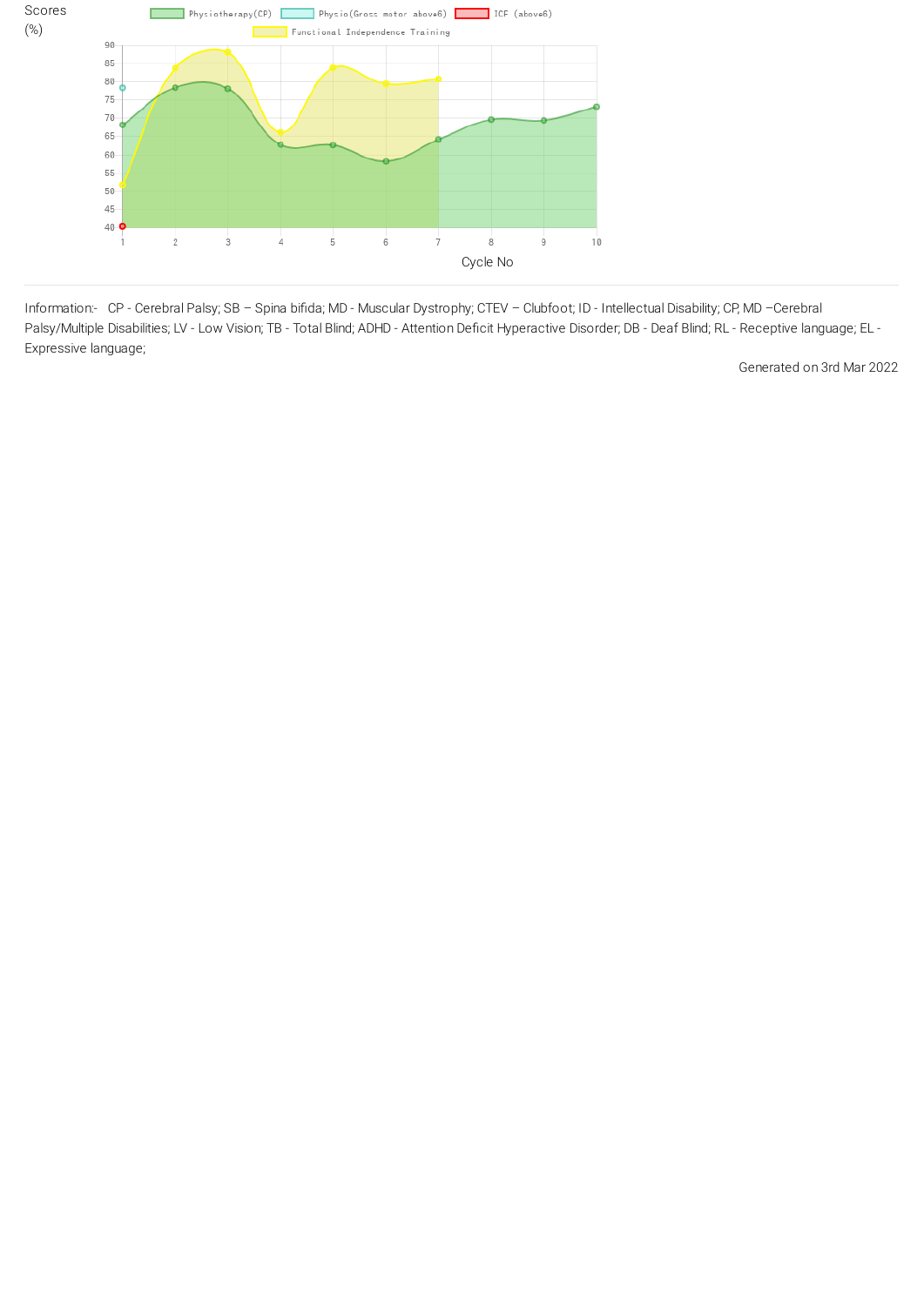Scores (%)

Physiotherapy(CP)

Physio(Gross motor above6)

ICF (above6)

Functional Independence Training

90
85
80
75
70
65
60
55
50
45
40

1 2 3 4 5 6 7 8 9 10

Cycle No

Information:- CP - Cerebral Palsy; SB – Spina bifida; MD - Muscular Dystrophy; CTEV – Clubfoot; ID - Intellectual Disability; CP, MD –Cerebral Palsy/Multiple Disabilities; LV - Low Vision; TB - Total Blind; ADHD - Attention Deficit Hyperactive Disorder; DB - Deaf Blind; RL - Receptive language; EL - Expressive language;

Generated on 3rd Mar 2022